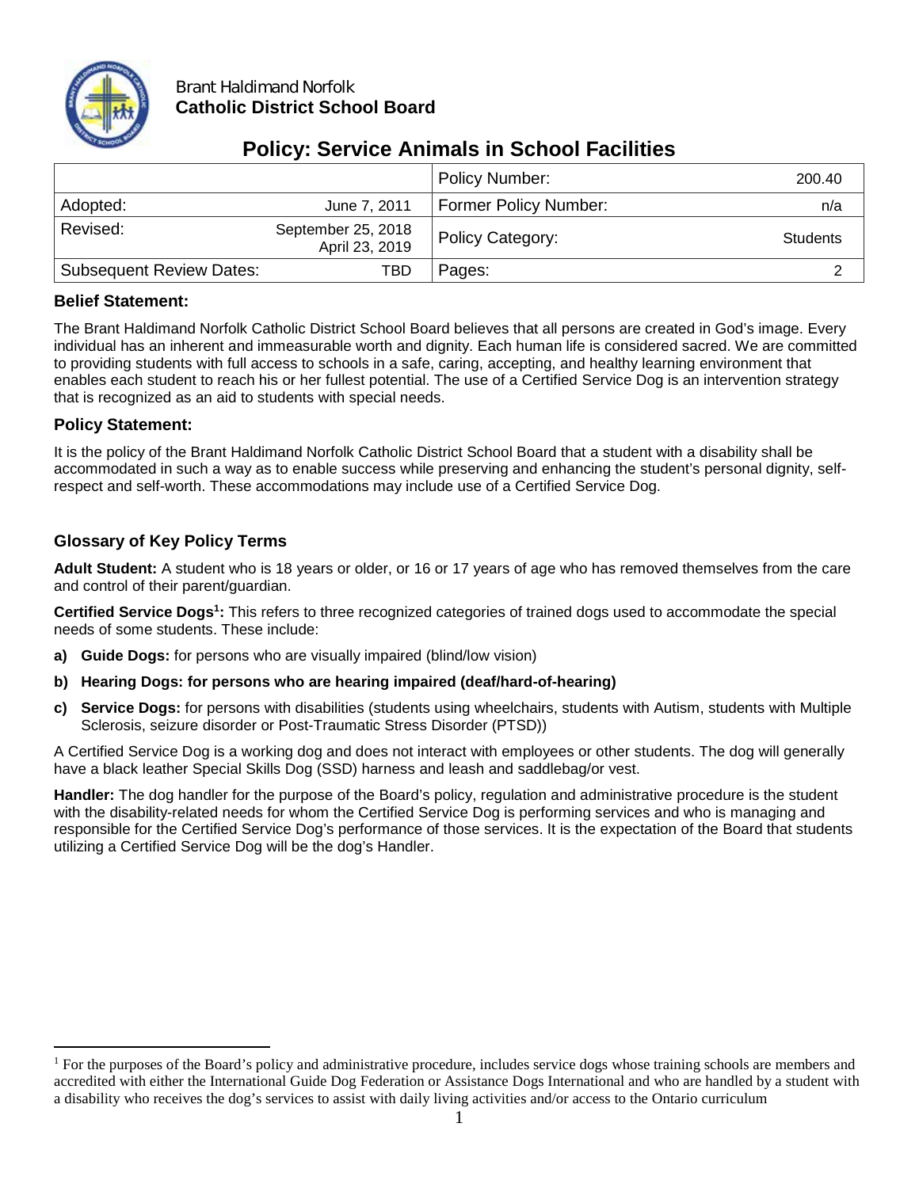Brant Haldimand Norfolk
**Catholic District School Board**

# Policy: Service Animals in School Facilities

| | | Policy Number: | 200.40 |
|---|---|---|---|
| Adopted: | June 7, 2011 | Former Policy Number: | n/a |
| Revised: | September 25, 2018<br>April 23, 2019 | Policy Category: | Students |
| Subsequent Review Dates: | TBD | Pages: | 2 |

## Belief Statement:

The Brant Haldimand Norfolk Catholic District School Board believes that all persons are created in God's image. Every individual has an inherent and immeasurable worth and dignity. Each human life is considered sacred. We are committed to providing students with full access to schools in a safe, caring, accepting, and healthy learning environment that enables each student to reach his or her fullest potential. The use of a Certified Service Dog is an intervention strategy that is recognized as an aid to students with special needs.

## Policy Statement:

It is the policy of the Brant Haldimand Norfolk Catholic District School Board that a student with a disability shall be accommodated in such a way as to enable success while preserving and enhancing the student's personal dignity, self-respect and self-worth. These accommodations may include use of a Certified Service Dog.

## Glossary of Key Policy Terms

**Adult Student:** A student who is 18 years or older, or 16 or 17 years of age who has removed themselves from the care and control of their parent/guardian.

**Certified Service Dogs[1]:** This refers to three recognized categories of trained dogs used to accommodate the special needs of some students. These include:

a) **Guide Dogs:** for persons who are visually impaired (blind/low vision)

b) **Hearing Dogs: for persons who are hearing impaired (deaf/hard-of-hearing)**

c) **Service Dogs:** for persons with disabilities (students using wheelchairs, students with Autism, students with Multiple Sclerosis, seizure disorder or Post-Traumatic Stress Disorder (PTSD))

A Certified Service Dog is a working dog and does not interact with employees or other students. The dog will generally have a black leather Special Skills Dog (SSD) harness and leash and saddlebag/or vest.

**Handler:** The dog handler for the purpose of the Board's policy, regulation and administrative procedure is the student with the disability-related needs for whom the Certified Service Dog is performing services and who is managing and responsible for the Certified Service Dog's performance of those services. It is the expectation of the Board that students utilizing a Certified Service Dog will be the dog's Handler.

[1] For the purposes of the Board's policy and administrative procedure, includes service dogs whose training schools are members and accredited with either the International Guide Dog Federation or Assistance Dogs International and who are handled by a student with a disability who receives the dog's services to assist with daily living activities and/or access to the Ontario curriculum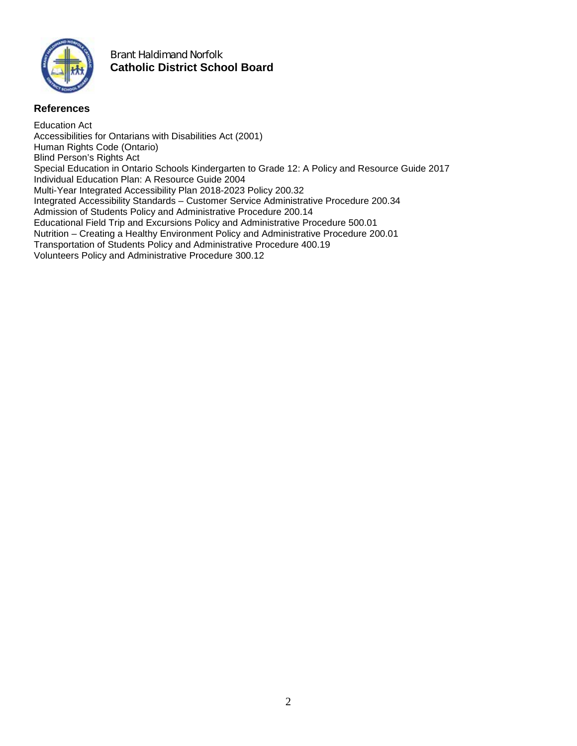Brant Haldimand Norfolk
**Catholic District School Board**

## References

Education Act
Accessibilities for Ontarians with Disabilities Act (2001)
Human Rights Code (Ontario)
Blind Person's Rights Act
Special Education in Ontario Schools Kindergarten to Grade 12: A Policy and Resource Guide 2017
Individual Education Plan: A Resource Guide 2004
Multi-Year Integrated Accessibility Plan 2018-2023 Policy 200.32
Integrated Accessibility Standards – Customer Service Administrative Procedure 200.34
Admission of Students Policy and Administrative Procedure 200.14
Educational Field Trip and Excursions Policy and Administrative Procedure 500.01
Nutrition – Creating a Healthy Environment Policy and Administrative Procedure 200.01
Transportation of Students Policy and Administrative Procedure 400.19
Volunteers Policy and Administrative Procedure 300.12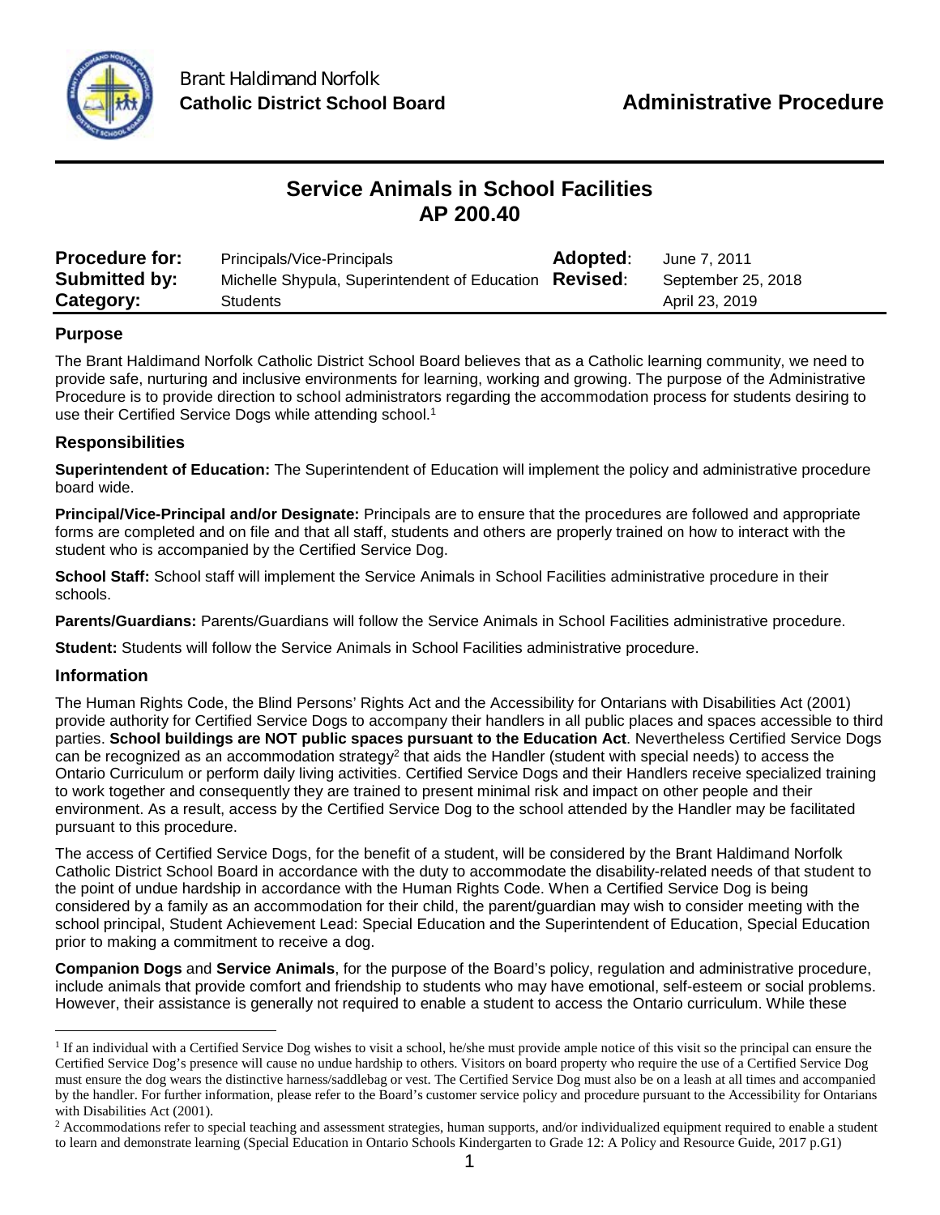Brant Haldimand Norfolk
**Catholic District School Board**

**Administrative Procedure**

# Service Animals in School Facilities
# AP 200.40

| **Procedure for:** | Principals/Vice-Principals | **Adopted**: | June 7, 2011 |
|---|---|---|---|
| **Submitted by:** | Michelle Shypula, Superintendent of Education | **Revised**: | September 25, 2018 |
| **Category:** | Students | | April 23, 2019 |

## Purpose

The Brant Haldimand Norfolk Catholic District School Board believes that as a Catholic learning community, we need to provide safe, nurturing and inclusive environments for learning, working and growing. The purpose of the Administrative Procedure is to provide direction to school administrators regarding the accommodation process for students desiring to use their Certified Service Dogs while attending school.[1]

## Responsibilities

**Superintendent of Education:** The Superintendent of Education will implement the policy and administrative procedure board wide.

**Principal/Vice-Principal and/or Designate:** Principals are to ensure that the procedures are followed and appropriate forms are completed and on file and that all staff, students and others are properly trained on how to interact with the student who is accompanied by the Certified Service Dog.

**School Staff:** School staff will implement the Service Animals in School Facilities administrative procedure in their schools.

**Parents/Guardians:** Parents/Guardians will follow the Service Animals in School Facilities administrative procedure.

**Student:** Students will follow the Service Animals in School Facilities administrative procedure.

## Information

The Human Rights Code, the Blind Persons' Rights Act and the Accessibility for Ontarians with Disabilities Act (2001) provide authority for Certified Service Dogs to accompany their handlers in all public places and spaces accessible to third parties. **School buildings are NOT public spaces pursuant to the Education Act**. Nevertheless Certified Service Dogs can be recognized as an accommodation strategy[2] that aids the Handler (student with special needs) to access the Ontario Curriculum or perform daily living activities. Certified Service Dogs and their Handlers receive specialized training to work together and consequently they are trained to present minimal risk and impact on other people and their environment. As a result, access by the Certified Service Dog to the school attended by the Handler may be facilitated pursuant to this procedure.

The access of Certified Service Dogs, for the benefit of a student, will be considered by the Brant Haldimand Norfolk Catholic District School Board in accordance with the duty to accommodate the disability-related needs of that student to the point of undue hardship in accordance with the Human Rights Code. When a Certified Service Dog is being considered by a family as an accommodation for their child, the parent/guardian may wish to consider meeting with the school principal, Student Achievement Lead: Special Education and the Superintendent of Education, Special Education prior to making a commitment to receive a dog.

**Companion Dogs** and **Service Animals**, for the purpose of the Board's policy, regulation and administrative procedure, include animals that provide comfort and friendship to students who may have emotional, self-esteem or social problems. However, their assistance is generally not required to enable a student to access the Ontario curriculum. While these

---

[1] If an individual with a Certified Service Dog wishes to visit a school, he/she must provide ample notice of this visit so the principal can ensure the Certified Service Dog's presence will cause no undue hardship to others. Visitors on board property who require the use of a Certified Service Dog must ensure the dog wears the distinctive harness/saddlebag or vest. The Certified Service Dog must also be on a leash at all times and accompanied by the handler. For further information, please refer to the Board's customer service policy and procedure pursuant to the Accessibility for Ontarians with Disabilities Act (2001).

[2] Accommodations refer to special teaching and assessment strategies, human supports, and/or individualized equipment required to enable a student to learn and demonstrate learning (Special Education in Ontario Schools Kindergarten to Grade 12: A Policy and Resource Guide, 2017 p.G1)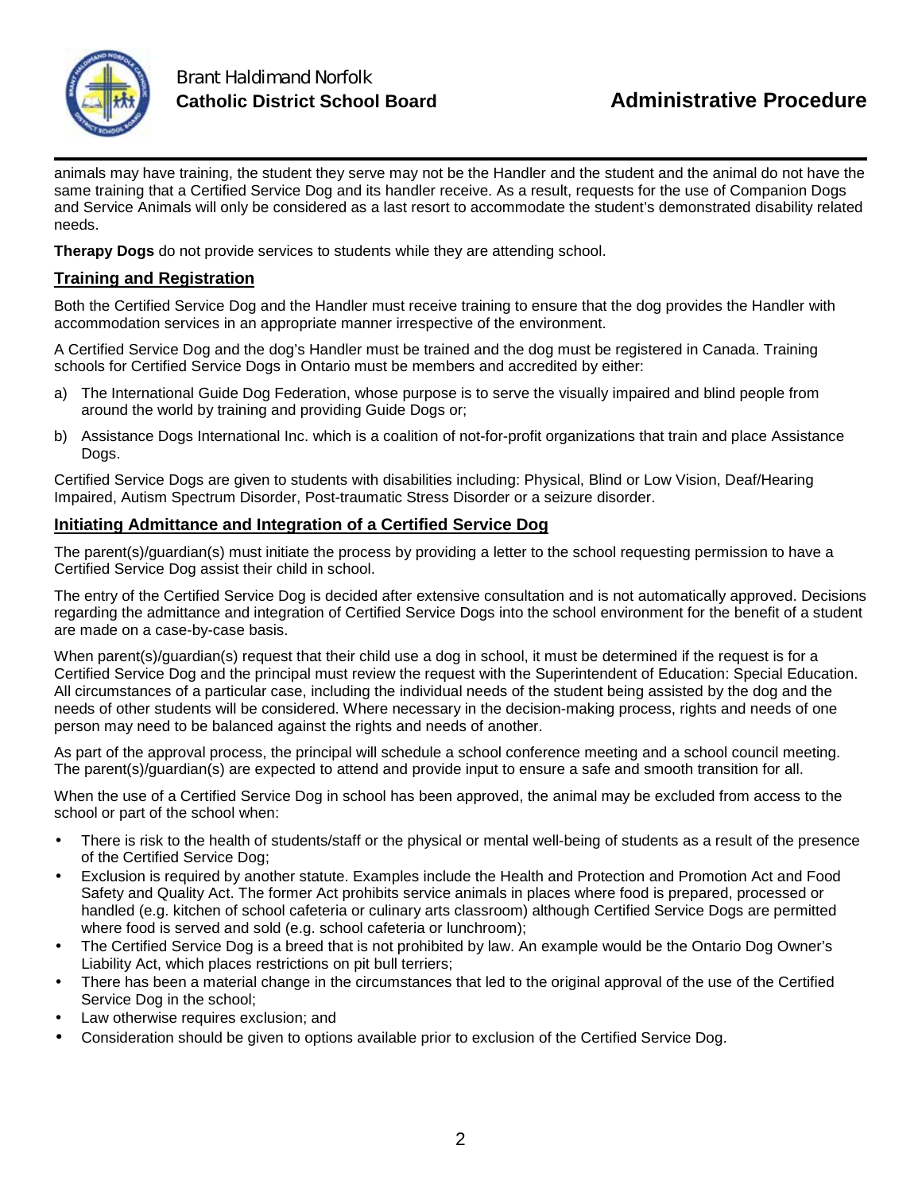animals may have training, the student they serve may not be the Handler and the student and the animal do not have the same training that a Certified Service Dog and its handler receive. As a result, requests for the use of Companion Dogs and Service Animals will only be considered as a last resort to accommodate the student's demonstrated disability related needs.

**Therapy Dogs** do not provide services to students while they are attending school.

## Training and Registration

Both the Certified Service Dog and the Handler must receive training to ensure that the dog provides the Handler with accommodation services in an appropriate manner irrespective of the environment.

A Certified Service Dog and the dog's Handler must be trained and the dog must be registered in Canada. Training schools for Certified Service Dogs in Ontario must be members and accredited by either:

a) The International Guide Dog Federation, whose purpose is to serve the visually impaired and blind people from around the world by training and providing Guide Dogs or;

b) Assistance Dogs International Inc. which is a coalition of not-for-profit organizations that train and place Assistance Dogs.

Certified Service Dogs are given to students with disabilities including: Physical, Blind or Low Vision, Deaf/Hearing Impaired, Autism Spectrum Disorder, Post-traumatic Stress Disorder or a seizure disorder.

## Initiating Admittance and Integration of a Certified Service Dog

The parent(s)/guardian(s) must initiate the process by providing a letter to the school requesting permission to have a Certified Service Dog assist their child in school.

The entry of the Certified Service Dog is decided after extensive consultation and is not automatically approved. Decisions regarding the admittance and integration of Certified Service Dogs into the school environment for the benefit of a student are made on a case-by-case basis.

When parent(s)/guardian(s) request that their child use a dog in school, it must be determined if the request is for a Certified Service Dog and the principal must review the request with the Superintendent of Education: Special Education. All circumstances of a particular case, including the individual needs of the student being assisted by the dog and the needs of other students will be considered. Where necessary in the decision-making process, rights and needs of one person may need to be balanced against the rights and needs of another.

As part of the approval process, the principal will schedule a school conference meeting and a school council meeting. The parent(s)/guardian(s) are expected to attend and provide input to ensure a safe and smooth transition for all.

When the use of a Certified Service Dog in school has been approved, the animal may be excluded from access to the school or part of the school when:

- There is risk to the health of students/staff or the physical or mental well-being of students as a result of the presence of the Certified Service Dog;
- Exclusion is required by another statute. Examples include the Health and Protection and Promotion Act and Food Safety and Quality Act. The former Act prohibits service animals in places where food is prepared, processed or handled (e.g. kitchen of school cafeteria or culinary arts classroom) although Certified Service Dogs are permitted where food is served and sold (e.g. school cafeteria or lunchroom);
- The Certified Service Dog is a breed that is not prohibited by law. An example would be the Ontario Dog Owner's Liability Act, which places restrictions on pit bull terriers;
- There has been a material change in the circumstances that led to the original approval of the use of the Certified Service Dog in the school;
- Law otherwise requires exclusion; and
- Consideration should be given to options available prior to exclusion of the Certified Service Dog.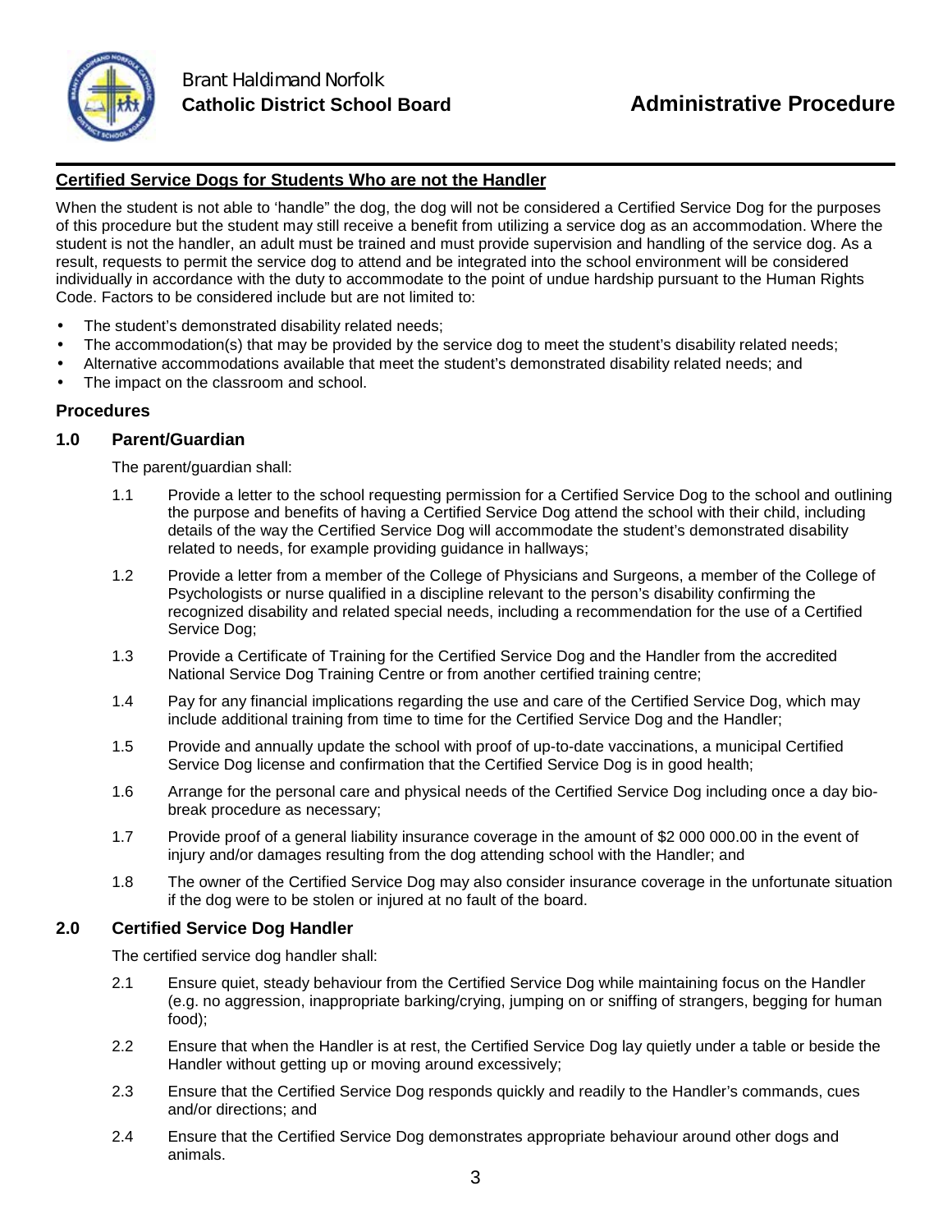## Certified Service Dogs for Students Who are not the Handler

When the student is not able to 'handle" the dog, the dog will not be considered a Certified Service Dog for the purposes of this procedure but the student may still receive a benefit from utilizing a service dog as an accommodation. Where the student is not the handler, an adult must be trained and must provide supervision and handling of the service dog. As a result, requests to permit the service dog to attend and be integrated into the school environment will be considered individually in accordance with the duty to accommodate to the point of undue hardship pursuant to the Human Rights Code. Factors to be considered include but are not limited to:

- The student's demonstrated disability related needs;
- The accommodation(s) that may be provided by the service dog to meet the student's disability related needs;
- Alternative accommodations available that meet the student's demonstrated disability related needs; and
- The impact on the classroom and school.

### Procedures

### 1.0 Parent/Guardian

The parent/guardian shall:

1.1 Provide a letter to the school requesting permission for a Certified Service Dog to the school and outlining the purpose and benefits of having a Certified Service Dog attend the school with their child, including details of the way the Certified Service Dog will accommodate the student's demonstrated disability related to needs, for example providing guidance in hallways;

1.2 Provide a letter from a member of the College of Physicians and Surgeons, a member of the College of Psychologists or nurse qualified in a discipline relevant to the person's disability confirming the recognized disability and related special needs, including a recommendation for the use of a Certified Service Dog;

1.3 Provide a Certificate of Training for the Certified Service Dog and the Handler from the accredited National Service Dog Training Centre or from another certified training centre;

1.4 Pay for any financial implications regarding the use and care of the Certified Service Dog, which may include additional training from time to time for the Certified Service Dog and the Handler;

1.5 Provide and annually update the school with proof of up-to-date vaccinations, a municipal Certified Service Dog license and confirmation that the Certified Service Dog is in good health;

1.6 Arrange for the personal care and physical needs of the Certified Service Dog including once a day bio-break procedure as necessary;

1.7 Provide proof of a general liability insurance coverage in the amount of $2 000 000.00 in the event of injury and/or damages resulting from the dog attending school with the Handler; and

1.8 The owner of the Certified Service Dog may also consider insurance coverage in the unfortunate situation if the dog were to be stolen or injured at no fault of the board.

### 2.0 Certified Service Dog Handler

The certified service dog handler shall:

2.1 Ensure quiet, steady behaviour from the Certified Service Dog while maintaining focus on the Handler (e.g. no aggression, inappropriate barking/crying, jumping on or sniffing of strangers, begging for human food);

2.2 Ensure that when the Handler is at rest, the Certified Service Dog lay quietly under a table or beside the Handler without getting up or moving around excessively;

2.3 Ensure that the Certified Service Dog responds quickly and readily to the Handler's commands, cues and/or directions; and

2.4 Ensure that the Certified Service Dog demonstrates appropriate behaviour around other dogs and animals.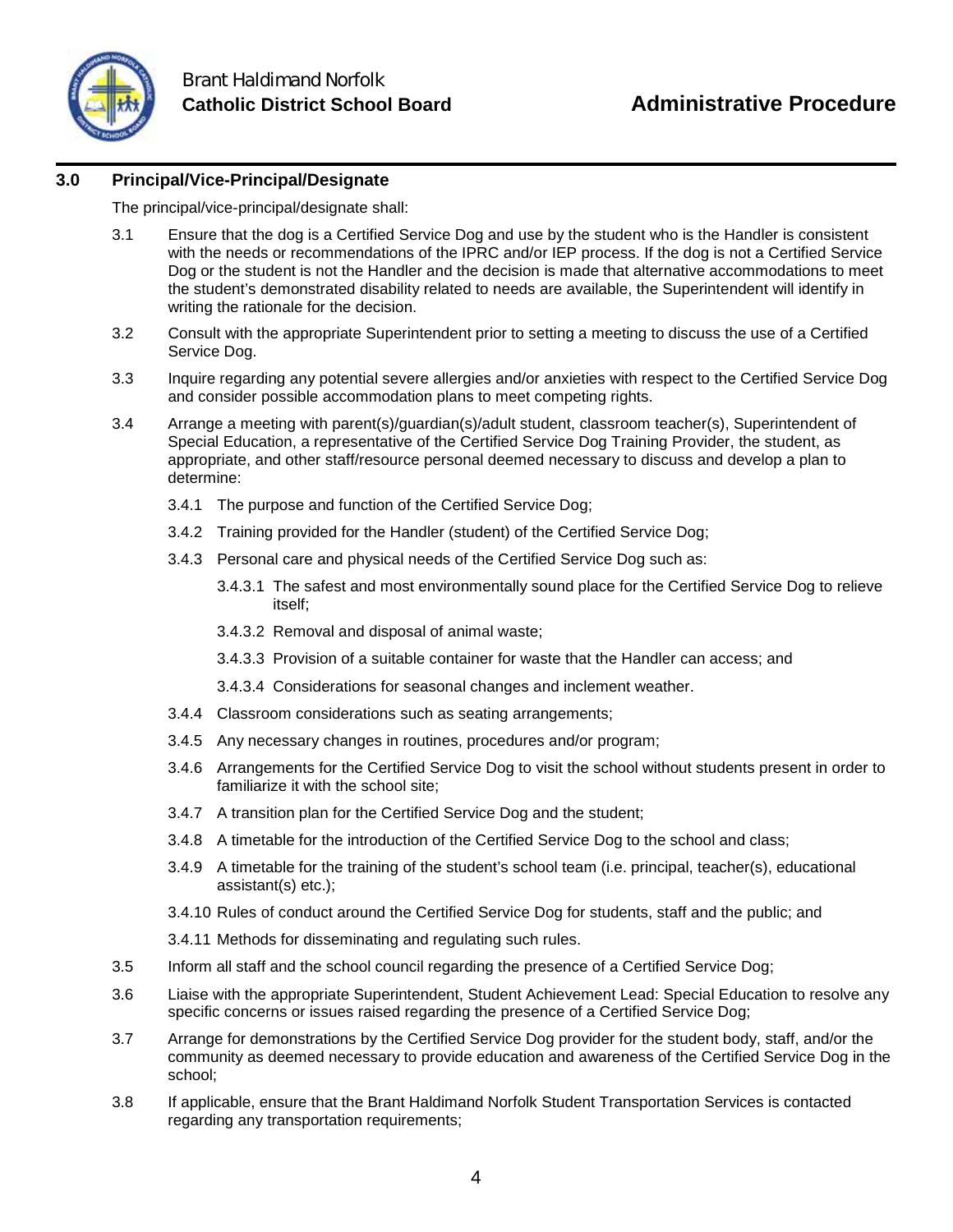## 3.0 Principal/Vice-Principal/Designate

The principal/vice-principal/designate shall:

3.1 Ensure that the dog is a Certified Service Dog and use by the student who is the Handler is consistent with the needs or recommendations of the IPRC and/or IEP process. If the dog is not a Certified Service Dog or the student is not the Handler and the decision is made that alternative accommodations to meet the student's demonstrated disability related to needs are available, the Superintendent will identify in writing the rationale for the decision.

3.2 Consult with the appropriate Superintendent prior to setting a meeting to discuss the use of a Certified Service Dog.

3.3 Inquire regarding any potential severe allergies and/or anxieties with respect to the Certified Service Dog and consider possible accommodation plans to meet competing rights.

3.4 Arrange a meeting with parent(s)/guardian(s)/adult student, classroom teacher(s), Superintendent of Special Education, a representative of the Certified Service Dog Training Provider, the student, as appropriate, and other staff/resource personal deemed necessary to discuss and develop a plan to determine:

- 3.4.1 The purpose and function of the Certified Service Dog;
- 3.4.2 Training provided for the Handler (student) of the Certified Service Dog;
- 3.4.3 Personal care and physical needs of the Certified Service Dog such as:
  - 3.4.3.1 The safest and most environmentally sound place for the Certified Service Dog to relieve itself;
  - 3.4.3.2 Removal and disposal of animal waste;
  - 3.4.3.3 Provision of a suitable container for waste that the Handler can access; and
  - 3.4.3.4 Considerations for seasonal changes and inclement weather.
- 3.4.4 Classroom considerations such as seating arrangements;
- 3.4.5 Any necessary changes in routines, procedures and/or program;
- 3.4.6 Arrangements for the Certified Service Dog to visit the school without students present in order to familiarize it with the school site;
- 3.4.7 A transition plan for the Certified Service Dog and the student;
- 3.4.8 A timetable for the introduction of the Certified Service Dog to the school and class;
- 3.4.9 A timetable for the training of the student's school team (i.e. principal, teacher(s), educational assistant(s) etc.);
- 3.4.10 Rules of conduct around the Certified Service Dog for students, staff and the public; and
- 3.4.11 Methods for disseminating and regulating such rules.

3.5 Inform all staff and the school council regarding the presence of a Certified Service Dog;

3.6 Liaise with the appropriate Superintendent, Student Achievement Lead: Special Education to resolve any specific concerns or issues raised regarding the presence of a Certified Service Dog;

3.7 Arrange for demonstrations by the Certified Service Dog provider for the student body, staff, and/or the community as deemed necessary to provide education and awareness of the Certified Service Dog in the school;

3.8 If applicable, ensure that the Brant Haldimand Norfolk Student Transportation Services is contacted regarding any transportation requirements;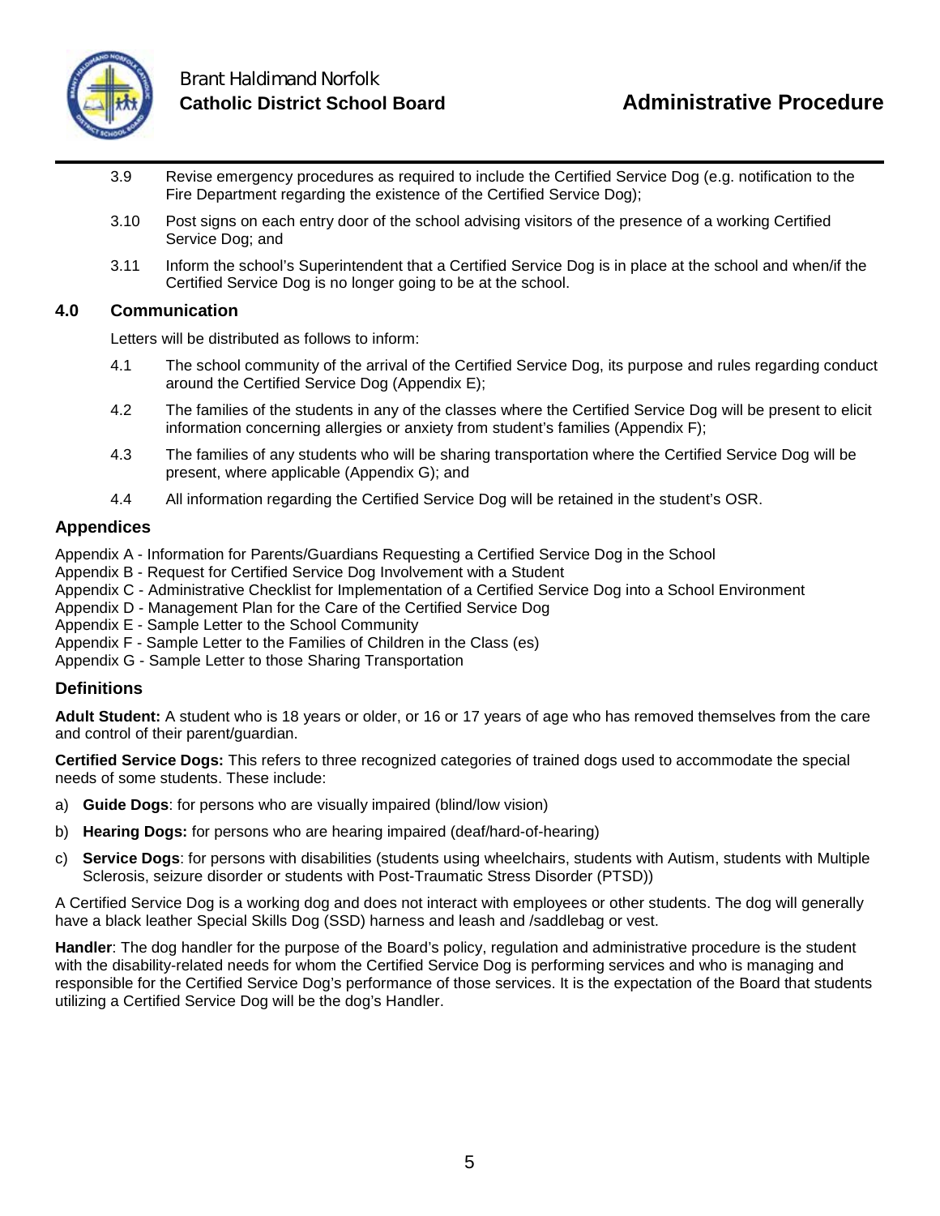3.9 Revise emergency procedures as required to include the Certified Service Dog (e.g. notification to the Fire Department regarding the existence of the Certified Service Dog);

3.10 Post signs on each entry door of the school advising visitors of the presence of a working Certified Service Dog; and

3.11 Inform the school's Superintendent that a Certified Service Dog is in place at the school and when/if the Certified Service Dog is no longer going to be at the school.

## 4.0 Communication

Letters will be distributed as follows to inform:

4.1 The school community of the arrival of the Certified Service Dog, its purpose and rules regarding conduct around the Certified Service Dog (Appendix E);

4.2 The families of the students in any of the classes where the Certified Service Dog will be present to elicit information concerning allergies or anxiety from student's families (Appendix F);

4.3 The families of any students who will be sharing transportation where the Certified Service Dog will be present, where applicable (Appendix G); and

4.4 All information regarding the Certified Service Dog will be retained in the student's OSR.

## Appendices

Appendix A - Information for Parents/Guardians Requesting a Certified Service Dog in the School
Appendix B - Request for Certified Service Dog Involvement with a Student
Appendix C - Administrative Checklist for Implementation of a Certified Service Dog into a School Environment
Appendix D - Management Plan for the Care of the Certified Service Dog
Appendix E - Sample Letter to the School Community
Appendix F - Sample Letter to the Families of Children in the Class (es)
Appendix G - Sample Letter to those Sharing Transportation

## Definitions

**Adult Student:** A student who is 18 years or older, or 16 or 17 years of age who has removed themselves from the care and control of their parent/guardian.

**Certified Service Dogs:** This refers to three recognized categories of trained dogs used to accommodate the special needs of some students. These include:

a) **Guide Dogs**: for persons who are visually impaired (blind/low vision)

b) **Hearing Dogs:** for persons who are hearing impaired (deaf/hard-of-hearing)

c) **Service Dogs**: for persons with disabilities (students using wheelchairs, students with Autism, students with Multiple Sclerosis, seizure disorder or students with Post-Traumatic Stress Disorder (PTSD))

A Certified Service Dog is a working dog and does not interact with employees or other students. The dog will generally have a black leather Special Skills Dog (SSD) harness and leash and /saddlebag or vest.

**Handler**: The dog handler for the purpose of the Board's policy, regulation and administrative procedure is the student with the disability-related needs for whom the Certified Service Dog is performing services and who is managing and responsible for the Certified Service Dog's performance of those services. It is the expectation of the Board that students utilizing a Certified Service Dog will be the dog's Handler.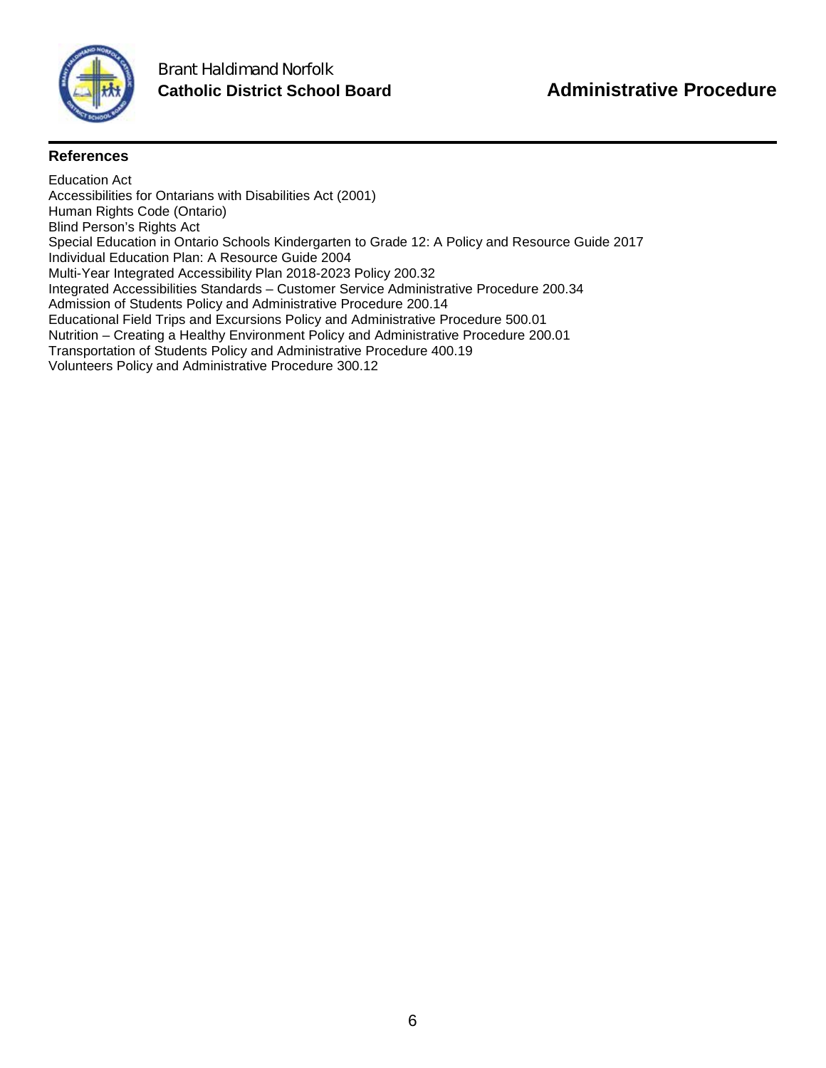### References

Education Act
Accessibilities for Ontarians with Disabilities Act (2001)
Human Rights Code (Ontario)
Blind Person's Rights Act
Special Education in Ontario Schools Kindergarten to Grade 12: A Policy and Resource Guide 2017
Individual Education Plan: A Resource Guide 2004
Multi-Year Integrated Accessibility Plan 2018-2023 Policy 200.32
Integrated Accessibilities Standards – Customer Service Administrative Procedure 200.34
Admission of Students Policy and Administrative Procedure 200.14
Educational Field Trips and Excursions Policy and Administrative Procedure 500.01
Nutrition – Creating a Healthy Environment Policy and Administrative Procedure 200.01
Transportation of Students Policy and Administrative Procedure 400.19
Volunteers Policy and Administrative Procedure 300.12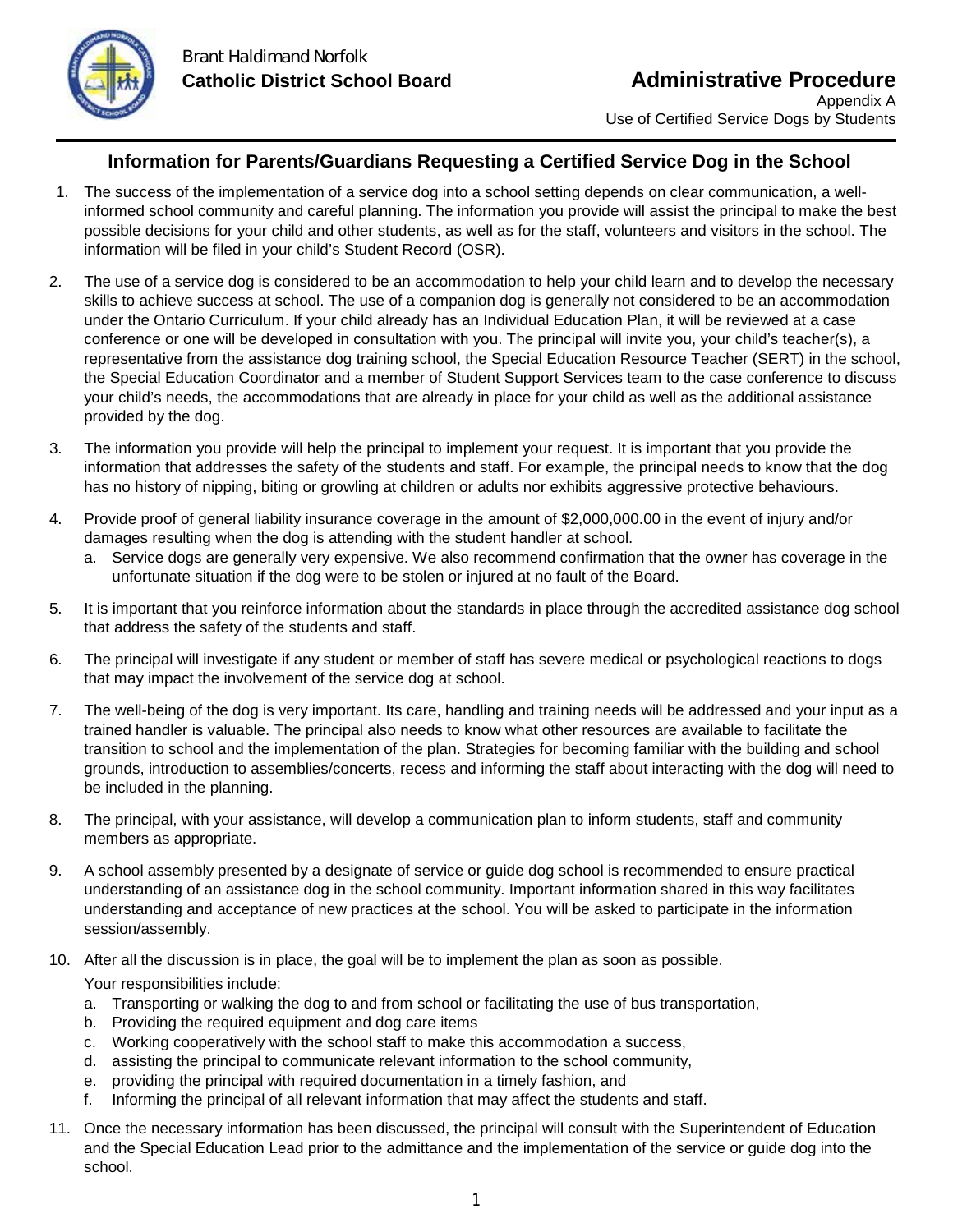Brant Haldimand Norfolk
**Catholic District School Board**

**Administrative Procedure**
Appendix A
Use of Certified Service Dogs by Students

## Information for Parents/Guardians Requesting a Certified Service Dog in the School

1. The success of the implementation of a service dog into a school setting depends on clear communication, a well-informed school community and careful planning. The information you provide will assist the principal to make the best possible decisions for your child and other students, as well as for the staff, volunteers and visitors in the school. The information will be filed in your child's Student Record (OSR).

2. The use of a service dog is considered to be an accommodation to help your child learn and to develop the necessary skills to achieve success at school. The use of a companion dog is generally not considered to be an accommodation under the Ontario Curriculum. If your child already has an Individual Education Plan, it will be reviewed at a case conference or one will be developed in consultation with you. The principal will invite you, your child's teacher(s), a representative from the assistance dog training school, the Special Education Resource Teacher (SERT) in the school, the Special Education Coordinator and a member of Student Support Services team to the case conference to discuss your child's needs, the accommodations that are already in place for your child as well as the additional assistance provided by the dog.

3. The information you provide will help the principal to implement your request. It is important that you provide the information that addresses the safety of the students and staff. For example, the principal needs to know that the dog has no history of nipping, biting or growling at children or adults nor exhibits aggressive protective behaviours.

4. Provide proof of general liability insurance coverage in the amount of $2,000,000.00 in the event of injury and/or damages resulting when the dog is attending with the student handler at school.
   a. Service dogs are generally very expensive. We also recommend confirmation that the owner has coverage in the unfortunate situation if the dog were to be stolen or injured at no fault of the Board.

5. It is important that you reinforce information about the standards in place through the accredited assistance dog school that address the safety of the students and staff.

6. The principal will investigate if any student or member of staff has severe medical or psychological reactions to dogs that may impact the involvement of the service dog at school.

7. The well-being of the dog is very important. Its care, handling and training needs will be addressed and your input as a trained handler is valuable. The principal also needs to know what other resources are available to facilitate the transition to school and the implementation of the plan. Strategies for becoming familiar with the building and school grounds, introduction to assemblies/concerts, recess and informing the staff about interacting with the dog will need to be included in the planning.

8. The principal, with your assistance, will develop a communication plan to inform students, staff and community members as appropriate.

9. A school assembly presented by a designate of service or guide dog school is recommended to ensure practical understanding of an assistance dog in the school community. Important information shared in this way facilitates understanding and acceptance of new practices at the school. You will be asked to participate in the information session/assembly.

10. After all the discussion is in place, the goal will be to implement the plan as soon as possible.
    Your responsibilities include:
    a. Transporting or walking the dog to and from school or facilitating the use of bus transportation,
    b. Providing the required equipment and dog care items
    c. Working cooperatively with the school staff to make this accommodation a success,
    d. assisting the principal to communicate relevant information to the school community,
    e. providing the principal with required documentation in a timely fashion, and
    f. Informing the principal of all relevant information that may affect the students and staff.

11. Once the necessary information has been discussed, the principal will consult with the Superintendent of Education and the Special Education Lead prior to the admittance and the implementation of the service or guide dog into the school.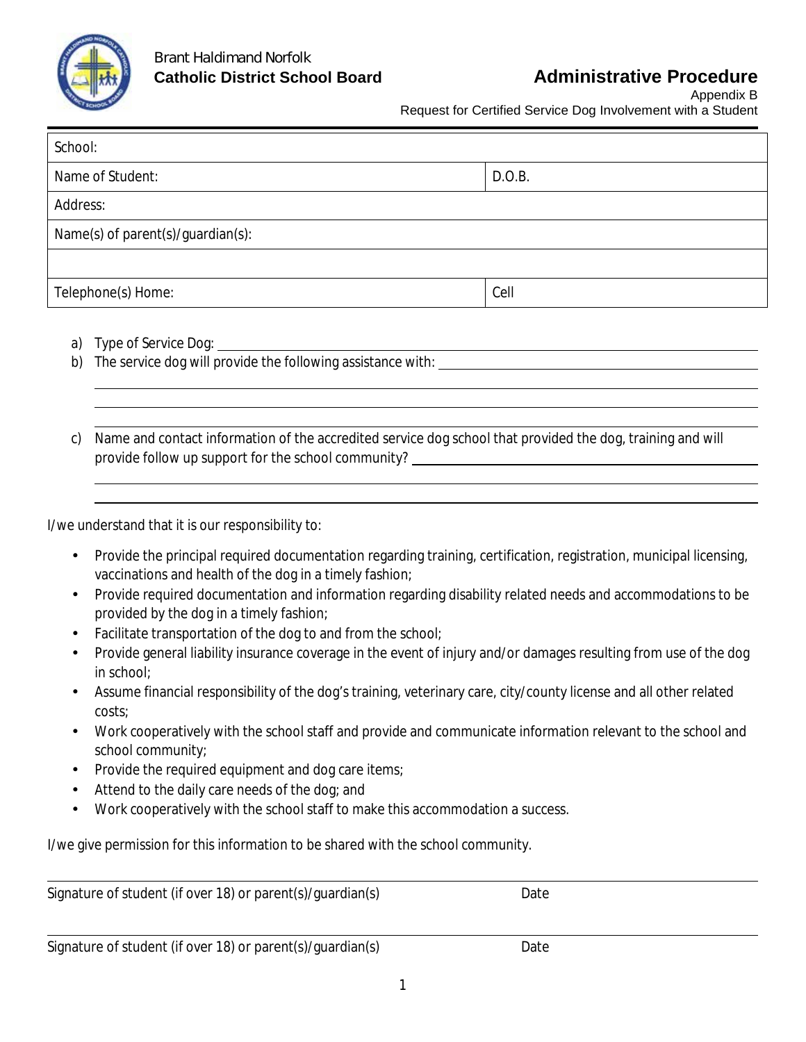Brant Haldimand Norfolk
**Catholic District School Board**

# Administrative Procedure

Appendix B
Request for Certified Service Dog Involvement with a Student

| School: | |
|---|---|
| Name of Student: | D.O.B. |
| Address: | |
| Name(s) of parent(s)/guardian(s): | |
| | |
| Telephone(s) Home: | Cell |

a) Type of Service Dog: ______________________________

b) The service dog will provide the following assistance with: ______________________________

______________________________

______________________________

______________________________

c) Name and contact information of the accredited service dog school that provided the dog, training and will provide follow up support for the school community? ______________________________

______________________________

______________________________

I/we understand that it is our responsibility to:

- Provide the principal required documentation regarding training, certification, registration, municipal licensing, vaccinations and health of the dog in a timely fashion;
- Provide required documentation and information regarding disability related needs and accommodations to be provided by the dog in a timely fashion;
- Facilitate transportation of the dog to and from the school;
- Provide general liability insurance coverage in the event of injury and/or damages resulting from use of the dog in school;
- Assume financial responsibility of the dog's training, veterinary care, city/county license and all other related costs;
- Work cooperatively with the school staff and provide and communicate information relevant to the school and school community;
- Provide the required equipment and dog care items;
- Attend to the daily care needs of the dog; and
- Work cooperatively with the school staff to make this accommodation a success.

I/we give permission for this information to be shared with the school community.

______________________________
Signature of student (if over 18) or parent(s)/guardian(s) Date

______________________________
Signature of student (if over 18) or parent(s)/guardian(s) Date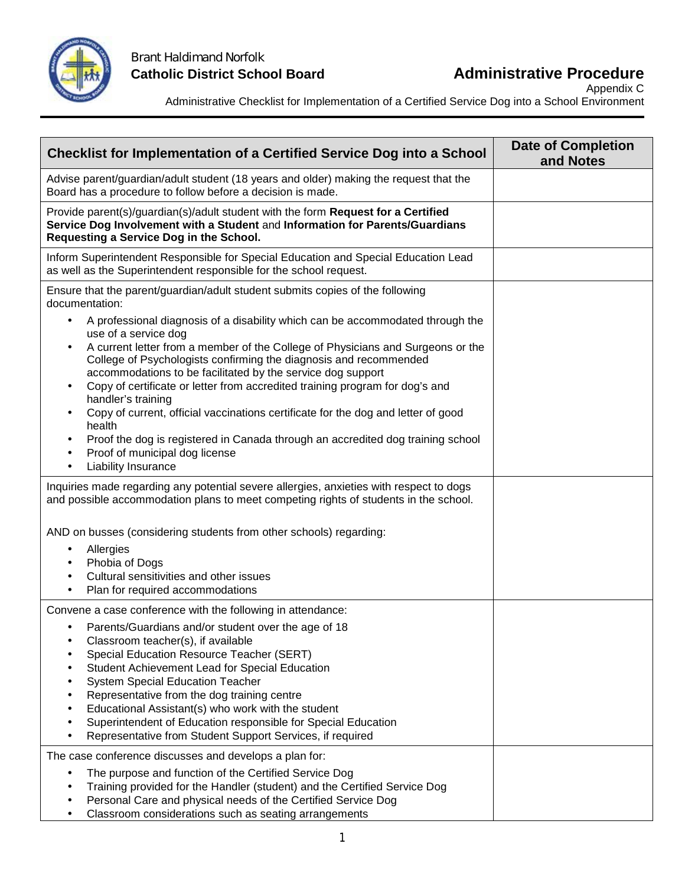Brant Haldimand Norfolk
**Catholic District School Board**

# Administrative Procedure

Appendix C

Administrative Checklist for Implementation of a Certified Service Dog into a School Environment

| Checklist for Implementation of a Certified Service Dog into a School | Date of Completion and Notes |
|---|---|
| Advise parent/guardian/adult student (18 years and older) making the request that the Board has a procedure to follow before a decision is made. | |
| Provide parent(s)/guardian(s)/adult student with the form **Request for a Certified Service Dog Involvement with a Student** and **Information for Parents/Guardians Requesting a Service Dog in the School.** | |
| Inform Superintendent Responsible for Special Education and Special Education Lead as well as the Superintendent responsible for the school request. | |
| Ensure that the parent/guardian/adult student submits copies of the following documentation:<br>• A professional diagnosis of a disability which can be accommodated through the use of a service dog<br>• A current letter from a member of the College of Physicians and Surgeons or the College of Psychologists confirming the diagnosis and recommended accommodations to be facilitated by the service dog support<br>• Copy of certificate or letter from accredited training program for dog's and handler's training<br>• Copy of current, official vaccinations certificate for the dog and letter of good health<br>• Proof the dog is registered in Canada through an accredited dog training school<br>• Proof of municipal dog license<br>• Liability Insurance | |
| Inquiries made regarding any potential severe allergies, anxieties with respect to dogs and possible accommodation plans to meet competing rights of students in the school.<br><br>AND on busses (considering students from other schools) regarding:<br>• Allergies<br>• Phobia of Dogs<br>• Cultural sensitivities and other issues<br>• Plan for required accommodations | |
| Convene a case conference with the following in attendance:<br>• Parents/Guardians and/or student over the age of 18<br>• Classroom teacher(s), if available<br>• Special Education Resource Teacher (SERT)<br>• Student Achievement Lead for Special Education<br>• System Special Education Teacher<br>• Representative from the dog training centre<br>• Educational Assistant(s) who work with the student<br>• Superintendent of Education responsible for Special Education<br>• Representative from Student Support Services, if required | |
| The case conference discusses and develops a plan for:<br>• The purpose and function of the Certified Service Dog<br>• Training provided for the Handler (student) and the Certified Service Dog<br>• Personal Care and physical needs of the Certified Service Dog<br>• Classroom considerations such as seating arrangements | |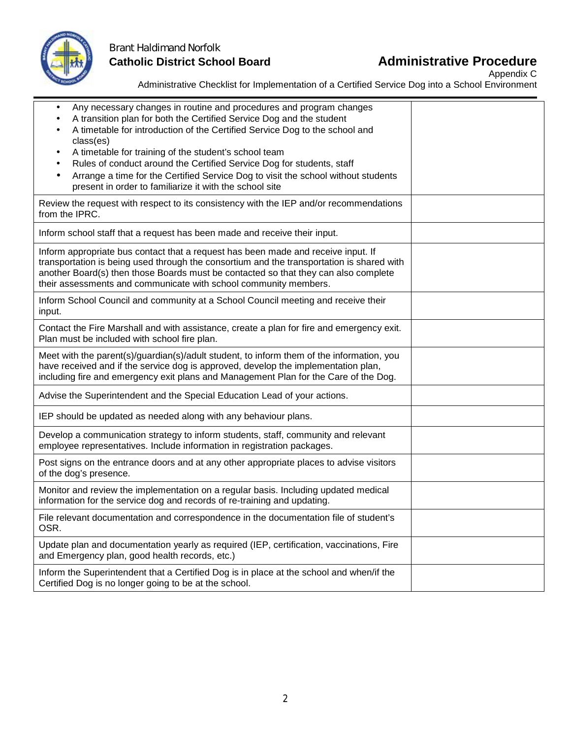| | |
|---|---|
| • Any necessary changes in routine and procedures and program changes<br>• A transition plan for both the Certified Service Dog and the student<br>• A timetable for introduction of the Certified Service Dog to the school and class(es)<br>• A timetable for training of the student's school team<br>• Rules of conduct around the Certified Service Dog for students, staff<br>• Arrange a time for the Certified Service Dog to visit the school without students present in order to familiarize it with the school site | |
| Review the request with respect to its consistency with the IEP and/or recommendations from the IPRC. | |
| Inform school staff that a request has been made and receive their input. | |
| Inform appropriate bus contact that a request has been made and receive input. If transportation is being used through the consortium and the transportation is shared with another Board(s) then those Boards must be contacted so that they can also complete their assessments and communicate with school community members. | |
| Inform School Council and community at a School Council meeting and receive their input. | |
| Contact the Fire Marshall and with assistance, create a plan for fire and emergency exit. Plan must be included with school fire plan. | |
| Meet with the parent(s)/guardian(s)/adult student, to inform them of the information, you have received and if the service dog is approved, develop the implementation plan, including fire and emergency exit plans and Management Plan for the Care of the Dog. | |
| Advise the Superintendent and the Special Education Lead of your actions. | |
| IEP should be updated as needed along with any behaviour plans. | |
| Develop a communication strategy to inform students, staff, community and relevant employee representatives. Include information in registration packages. | |
| Post signs on the entrance doors and at any other appropriate places to advise visitors of the dog's presence. | |
| Monitor and review the implementation on a regular basis. Including updated medical information for the service dog and records of re-training and updating. | |
| File relevant documentation and correspondence in the documentation file of student's OSR. | |
| Update plan and documentation yearly as required (IEP, certification, vaccinations, Fire and Emergency plan, good health records, etc.) | |
| Inform the Superintendent that a Certified Dog is in place at the school and when/if the Certified Dog is no longer going to be at the school. | |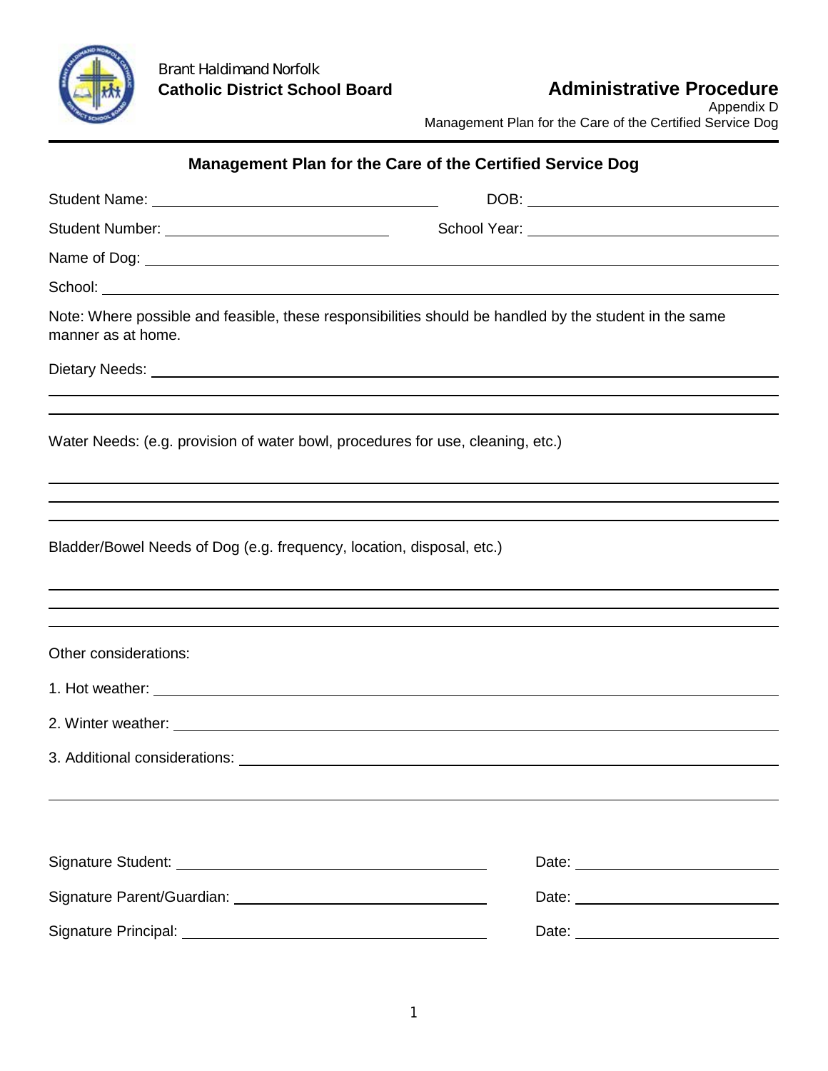Brant Haldimand Norfolk
**Catholic District School Board**

**Administrative Procedure**
Appendix D
Management Plan for the Care of the Certified Service Dog

## Management Plan for the Care of the Certified Service Dog

Student Name: ______________________________ DOB: ______________________________

Student Number: ______________________________ School Year: ______________________________

Name of Dog: ______________________________________________________________

School: ______________________________________________________________

Note: Where possible and feasible, these responsibilities should be handled by the student in the same manner as at home.

Dietary Needs: ______________________________________________________________

______________________________________________________________

______________________________________________________________

Water Needs: (e.g. provision of water bowl, procedures for use, cleaning, etc.)

______________________________________________________________

______________________________________________________________

______________________________________________________________

Bladder/Bowel Needs of Dog (e.g. frequency, location, disposal, etc.)

______________________________________________________________

______________________________________________________________

______________________________________________________________

Other considerations:

1. Hot weather: ______________________________________________________________

2. Winter weather: ______________________________________________________________

3. Additional considerations: ______________________________________________________________

______________________________________________________________

Signature Student: ______________________________ Date: ______________________________

Signature Parent/Guardian: ______________________________ Date: ______________________________

Signature Principal: ______________________________ Date: ______________________________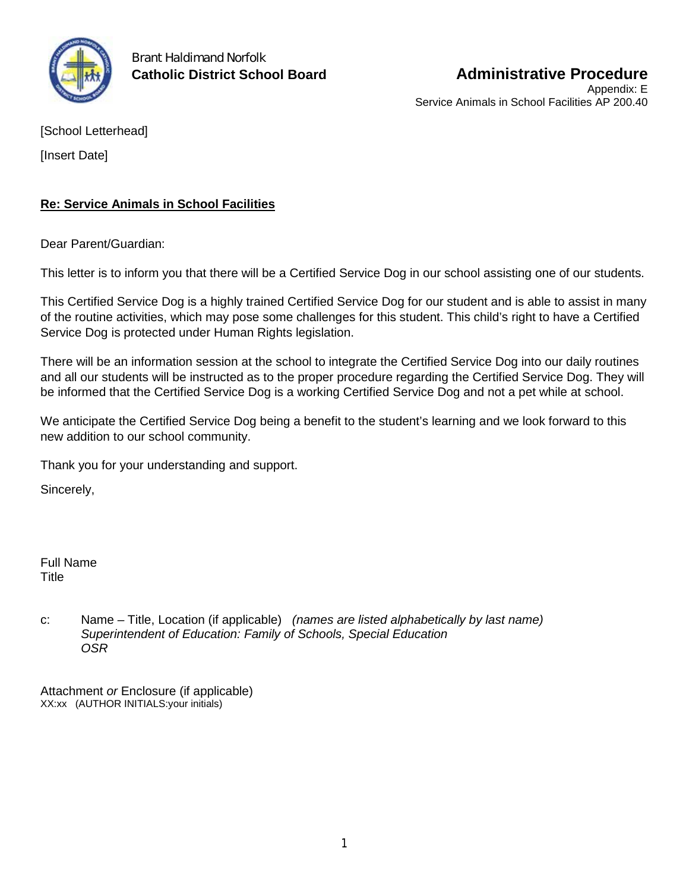Brant Haldimand Norfolk
**Catholic District School Board**

**Administrative Procedure**
Appendix: E
Service Animals in School Facilities AP 200.40

[School Letterhead]

[Insert Date]

**Re: Service Animals in School Facilities**

Dear Parent/Guardian:

This letter is to inform you that there will be a Certified Service Dog in our school assisting one of our students.

This Certified Service Dog is a highly trained Certified Service Dog for our student and is able to assist in many of the routine activities, which may pose some challenges for this student. This child's right to have a Certified Service Dog is protected under Human Rights legislation.

There will be an information session at the school to integrate the Certified Service Dog into our daily routines and all our students will be instructed as to the proper procedure regarding the Certified Service Dog. They will be informed that the Certified Service Dog is a working Certified Service Dog and not a pet while at school.

We anticipate the Certified Service Dog being a benefit to the student's learning and we look forward to this new addition to our school community.

Thank you for your understanding and support.

Sincerely,

Full Name
Title

c: Name – Title, Location (if applicable) *(names are listed alphabetically by last name)*
*Superintendent of Education: Family of Schools, Special Education*
*OSR*

Attachment *or* Enclosure (if applicable)
XX:xx (AUTHOR INITIALS:your initials)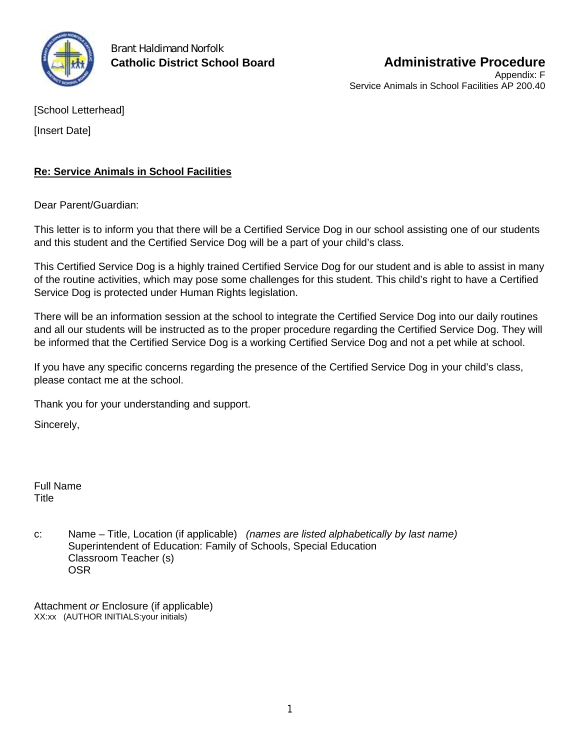Brant Haldimand Norfolk
**Catholic District School Board**

## Administrative Procedure

Appendix: F
Service Animals in School Facilities AP 200.40

[School Letterhead]

[Insert Date]

**Re: Service Animals in School Facilities**

Dear Parent/Guardian:

This letter is to inform you that there will be a Certified Service Dog in our school assisting one of our students and this student and the Certified Service Dog will be a part of your child's class.

This Certified Service Dog is a highly trained Certified Service Dog for our student and is able to assist in many of the routine activities, which may pose some challenges for this student. This child's right to have a Certified Service Dog is protected under Human Rights legislation.

There will be an information session at the school to integrate the Certified Service Dog into our daily routines and all our students will be instructed as to the proper procedure regarding the Certified Service Dog. They will be informed that the Certified Service Dog is a working Certified Service Dog and not a pet while at school.

If you have any specific concerns regarding the presence of the Certified Service Dog in your child's class, please contact me at the school.

Thank you for your understanding and support.

Sincerely,

Full Name
Title

c: Name – Title, Location (if applicable) *(names are listed alphabetically by last name)*
Superintendent of Education: Family of Schools, Special Education
Classroom Teacher (s)
OSR

Attachment *or* Enclosure (if applicable)
XX:xx (AUTHOR INITIALS:your initials)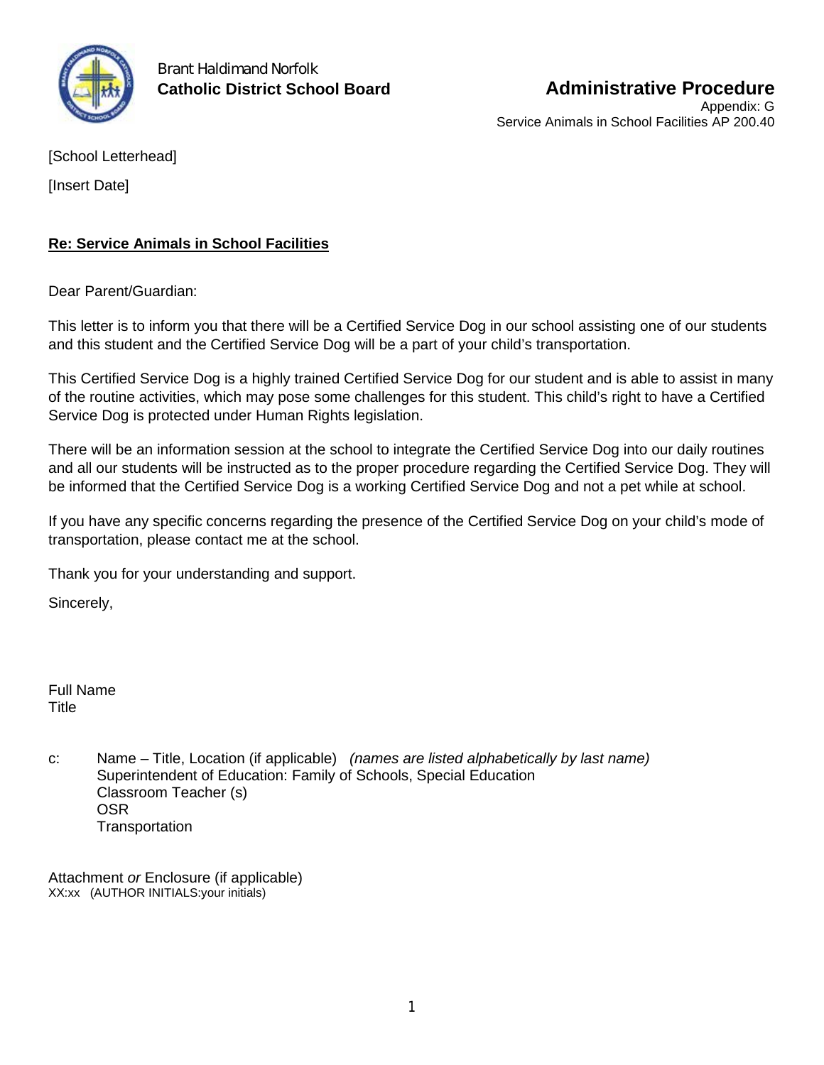Brant Haldimand Norfolk
**Catholic District School Board**

## Administrative Procedure

Appendix: G
Service Animals in School Facilities AP 200.40

[School Letterhead]

[Insert Date]

**Re: Service Animals in School Facilities**

Dear Parent/Guardian:

This letter is to inform you that there will be a Certified Service Dog in our school assisting one of our students and this student and the Certified Service Dog will be a part of your child's transportation.

This Certified Service Dog is a highly trained Certified Service Dog for our student and is able to assist in many of the routine activities, which may pose some challenges for this student. This child's right to have a Certified Service Dog is protected under Human Rights legislation.

There will be an information session at the school to integrate the Certified Service Dog into our daily routines and all our students will be instructed as to the proper procedure regarding the Certified Service Dog. They will be informed that the Certified Service Dog is a working Certified Service Dog and not a pet while at school.

If you have any specific concerns regarding the presence of the Certified Service Dog on your child's mode of transportation, please contact me at the school.

Thank you for your understanding and support.

Sincerely,

Full Name
Title

c: Name – Title, Location (if applicable) *(names are listed alphabetically by last name)*
Superintendent of Education: Family of Schools, Special Education
Classroom Teacher (s)
OSR
Transportation

Attachment *or* Enclosure (if applicable)
XX:xx (AUTHOR INITIALS:your initials)